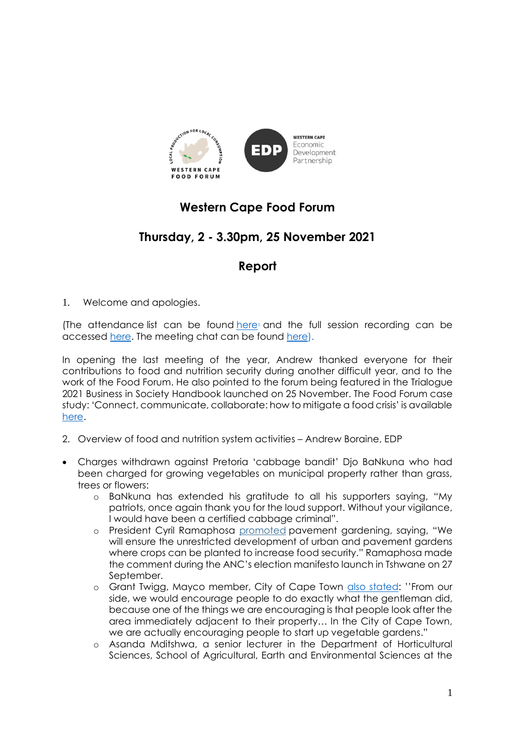# Western Cape Food Forum

## Thursday, 2 - 3.30pm, 25 November 2021

## Report

1. Welcome and apologies.

(The attendance list can be found here[1] and the full session recording can be accessed here. The meeting chat can be found here).

In opening the last meeting of the year, Andrew thanked everyone for their contributions to food and nutrition security during another difficult year, and to the work of the Food Forum. He also pointed to the forum being featured in the Trialogue 2021 Business in Society Handbook launched on 25 November. The Food Forum case study: 'Connect, communicate, collaborate: how to mitigate a food crisis' is available here.

2. Overview of food and nutrition system activities – Andrew Boraine, EDP

- Charges withdrawn against Pretoria 'cabbage bandit' Djo BaNkuna who had been charged for growing vegetables on municipal property rather than grass, trees or flowers:
  - BaNkuna has extended his gratitude to all his supporters saying, "My patriots, once again thank you for the loud support. Without your vigilance, I would have been a certified cabbage criminal".
  - President Cyril Ramaphosa promoted pavement gardening, saying, "We will ensure the unrestricted development of urban and pavement gardens where crops can be planted to increase food security." Ramaphosa made the comment during the ANC's election manifesto launch in Tshwane on 27 September.
  - Grant Twigg, Mayco member, City of Cape Town also stated: ''From our side, we would encourage people to do exactly what the gentleman did, because one of the things we are encouraging is that people look after the area immediately adjacent to their property… In the City of Cape Town, we are actually encouraging people to start up vegetable gardens."
  - Asanda Mditshwa, a senior lecturer in the Department of Horticultural Sciences, School of Agricultural, Earth and Environmental Sciences at the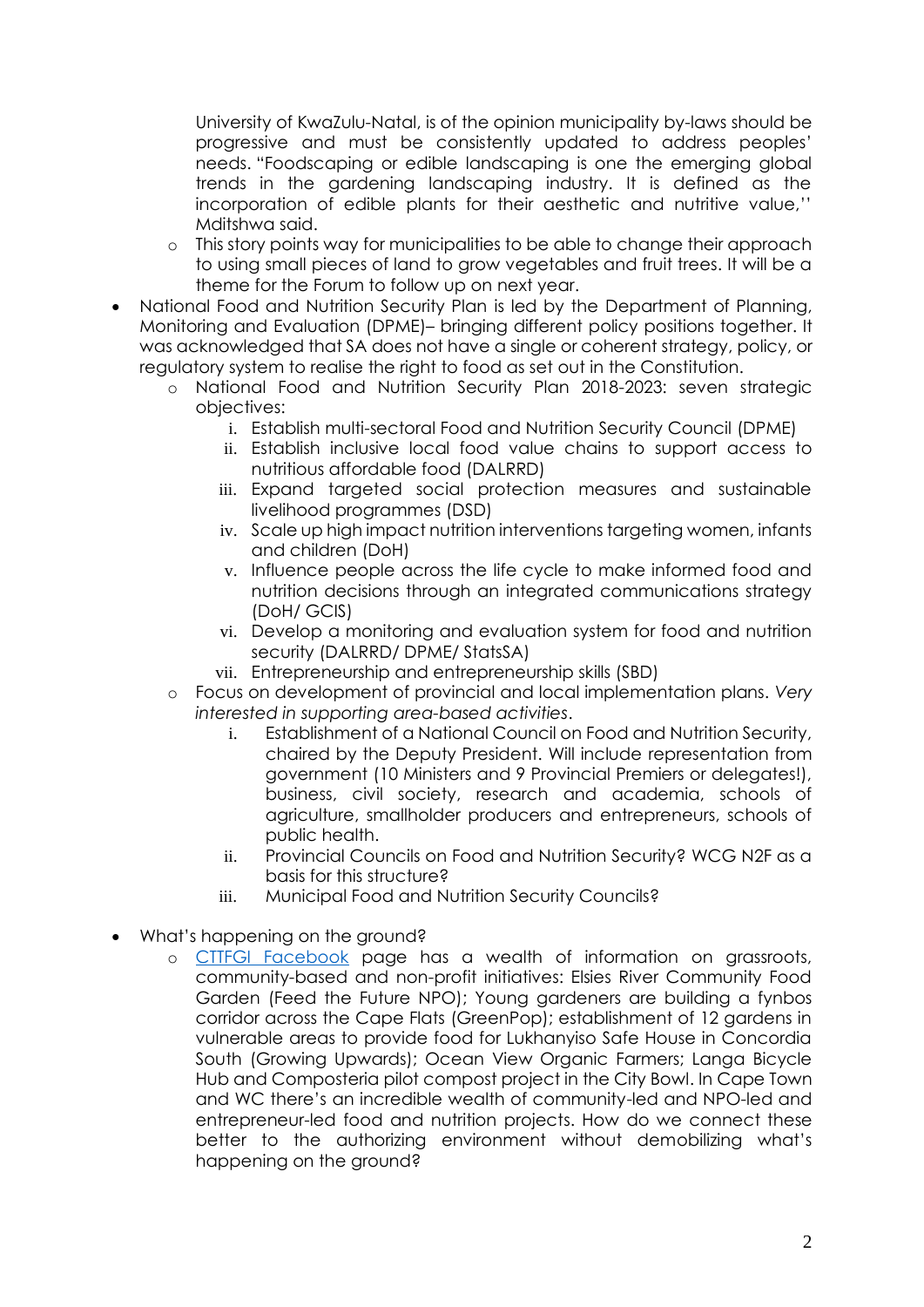University of KwaZulu-Natal, is of the opinion municipality by-laws should be progressive and must be consistently updated to address peoples' needs. "Foodscaping or edible landscaping is one the emerging global trends in the gardening landscaping industry. It is defined as the incorporation of edible plants for their aesthetic and nutritive value,'' Mditshwa said.

  - This story points way for municipalities to be able to change their approach to using small pieces of land to grow vegetables and fruit trees. It will be a theme for the Forum to follow up on next year.

- National Food and Nutrition Security Plan is led by the Department of Planning, Monitoring and Evaluation (DPME)– bringing different policy positions together. It was acknowledged that SA does not have a single or coherent strategy, policy, or regulatory system to realise the right to food as set out in the Constitution.
  - National Food and Nutrition Security Plan 2018-2023: seven strategic objectives:
    1. Establish multi-sectoral Food and Nutrition Security Council (DPME)
    2. Establish inclusive local food value chains to support access to nutritious affordable food (DALRRD)
    3. Expand targeted social protection measures and sustainable livelihood programmes (DSD)
    4. Scale up high impact nutrition interventions targeting women, infants and children (DoH)
    5. Influence people across the life cycle to make informed food and nutrition decisions through an integrated communications strategy (DoH/ GCIS)
    6. Develop a monitoring and evaluation system for food and nutrition security (DALRRD/ DPME/ StatsSA)
    7. Entrepreneurship and entrepreneurship skills (SBD)
  - Focus on development of provincial and local implementation plans. *Very interested in supporting area-based activities*.
    1. Establishment of a National Council on Food and Nutrition Security, chaired by the Deputy President. Will include representation from government (10 Ministers and 9 Provincial Premiers or delegates!), business, civil society, research and academia, schools of agriculture, smallholder producers and entrepreneurs, schools of public health.
    2. Provincial Councils on Food and Nutrition Security? WCG N2F as a basis for this structure?
    3. Municipal Food and Nutrition Security Councils?

- What's happening on the ground?
  - CTTFGI Facebook page has a wealth of information on grassroots, community-based and non-profit initiatives: Elsies River Community Food Garden (Feed the Future NPO); Young gardeners are building a fynbos corridor across the Cape Flats (GreenPop); establishment of 12 gardens in vulnerable areas to provide food for Lukhanyiso Safe House in Concordia South (Growing Upwards); Ocean View Organic Farmers; Langa Bicycle Hub and Composteria pilot compost project in the City Bowl. In Cape Town and WC there's an incredible wealth of community-led and NPO-led and entrepreneur-led food and nutrition projects. How do we connect these better to the authorizing environment without demobilizing what's happening on the ground?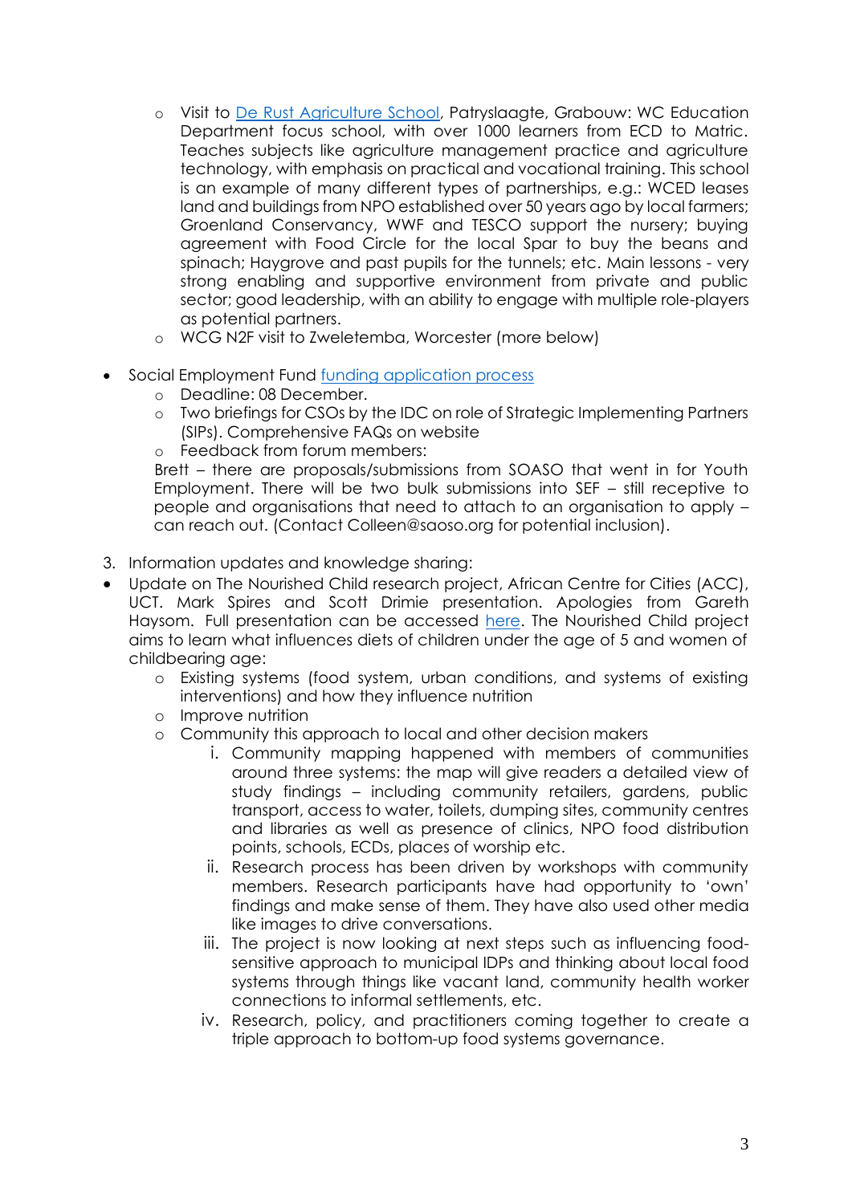- Visit to [De Rust Agriculture School](), Patryslaagte, Grabouw: WC Education Department focus school, with over 1000 learners from ECD to Matric. Teaches subjects like agriculture management practice and agriculture technology, with emphasis on practical and vocational training. This school is an example of many different types of partnerships, e.g.: WCED leases land and buildings from NPO established over 50 years ago by local farmers; Groenland Conservancy, WWF and TESCO support the nursery; buying agreement with Food Circle for the local Spar to buy the beans and spinach; Haygrove and past pupils for the tunnels; etc. Main lessons - very strong enabling and supportive environment from private and public sector; good leadership, with an ability to engage with multiple role-players as potential partners.
  - WCG N2F visit to Zweletemba, Worcester (more below)

- Social Employment Fund [funding application process]()
  - Deadline: 08 December.
  - Two briefings for CSOs by the IDC on role of Strategic Implementing Partners (SIPs). Comprehensive FAQs on website
  - Feedback from forum members:

  Brett – there are proposals/submissions from SOASO that went in for Youth Employment. There will be two bulk submissions into SEF – still receptive to people and organisations that need to attach to an organisation to apply – can reach out. (Contact Colleen@saoso.org for potential inclusion).

3. Information updates and knowledge sharing:

- Update on The Nourished Child research project, African Centre for Cities (ACC), UCT. Mark Spires and Scott Drimie presentation. Apologies from Gareth Haysom. Full presentation can be accessed [here](). The Nourished Child project aims to learn what influences diets of children under the age of 5 and women of childbearing age:
  - Existing systems (food system, urban conditions, and systems of existing interventions) and how they influence nutrition
  - Improve nutrition
  - Community this approach to local and other decision makers
    1. Community mapping happened with members of communities around three systems: the map will give readers a detailed view of study findings – including community retailers, gardens, public transport, access to water, toilets, dumping sites, community centres and libraries as well as presence of clinics, NPO food distribution points, schools, ECDs, places of worship etc.
    2. Research process has been driven by workshops with community members. Research participants have had opportunity to 'own' findings and make sense of them. They have also used other media like images to drive conversations.
    3. The project is now looking at next steps such as influencing food-sensitive approach to municipal IDPs and thinking about local food systems through things like vacant land, community health worker connections to informal settlements, etc.
    4. Research, policy, and practitioners coming together to create a triple approach to bottom-up food systems governance.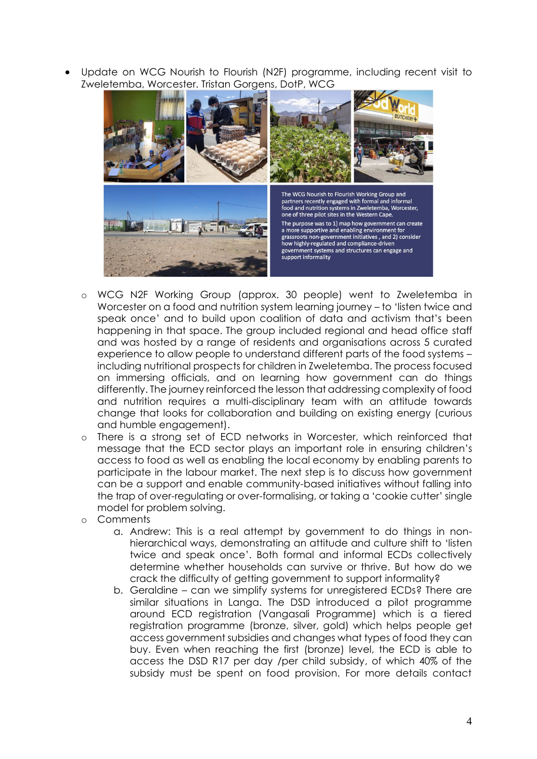- Update on WCG Nourish to Flourish (N2F) programme, including recent visit to Zweletemba, Worcester. Tristan Gorgens, DotP, WCG

The WCG Nourish to Flourish Working Group and partners recently engaged with formal and informal food and nutrition systems in Zweletemba, Worcester, one of three pilot sites in the Western Cape.

The purpose was to 1) map how government can create a more supportive and enabling environment for grassroots non-government initiatives , and 2) consider how highly-regulated and compliance-driven government systems and structures can engage and support informality

  - WCG N2F Working Group (approx. 30 people) went to Zweletemba in Worcester on a food and nutrition system learning journey – to 'listen twice and speak once' and to build upon coalition of data and activism that's been happening in that space. The group included regional and head office staff and was hosted by a range of residents and organisations across 5 curated experience to allow people to understand different parts of the food systems – including nutritional prospects for children in Zweletemba. The process focused on immersing officials, and on learning how government can do things differently. The journey reinforced the lesson that addressing complexity of food and nutrition requires a multi-disciplinary team with an attitude towards change that looks for collaboration and building on existing energy (curious and humble engagement).
  - There is a strong set of ECD networks in Worcester, which reinforced that message that the ECD sector plays an important role in ensuring children's access to food as well as enabling the local economy by enabling parents to participate in the labour market. The next step is to discuss how government can be a support and enable community-based initiatives without falling into the trap of over-regulating or over-formalising, or taking a 'cookie cutter' single model for problem solving.
  - Comments
    a. Andrew: This is a real attempt by government to do things in non-hierarchical ways, demonstrating an attitude and culture shift to 'listen twice and speak once'. Both formal and informal ECDs collectively determine whether households can survive or thrive. But how do we crack the difficulty of getting government to support informality?
    b. Geraldine – can we simplify systems for unregistered ECDs? There are similar situations in Langa. The DSD introduced a pilot programme around ECD registration (Vangasali Programme) which is a tiered registration programme (bronze, silver, gold) which helps people get access government subsidies and changes what types of food they can buy. Even when reaching the first (bronze) level, the ECD is able to access the DSD R17 per day /per child subsidy, of which 40% of the subsidy must be spent on food provision. For more details contact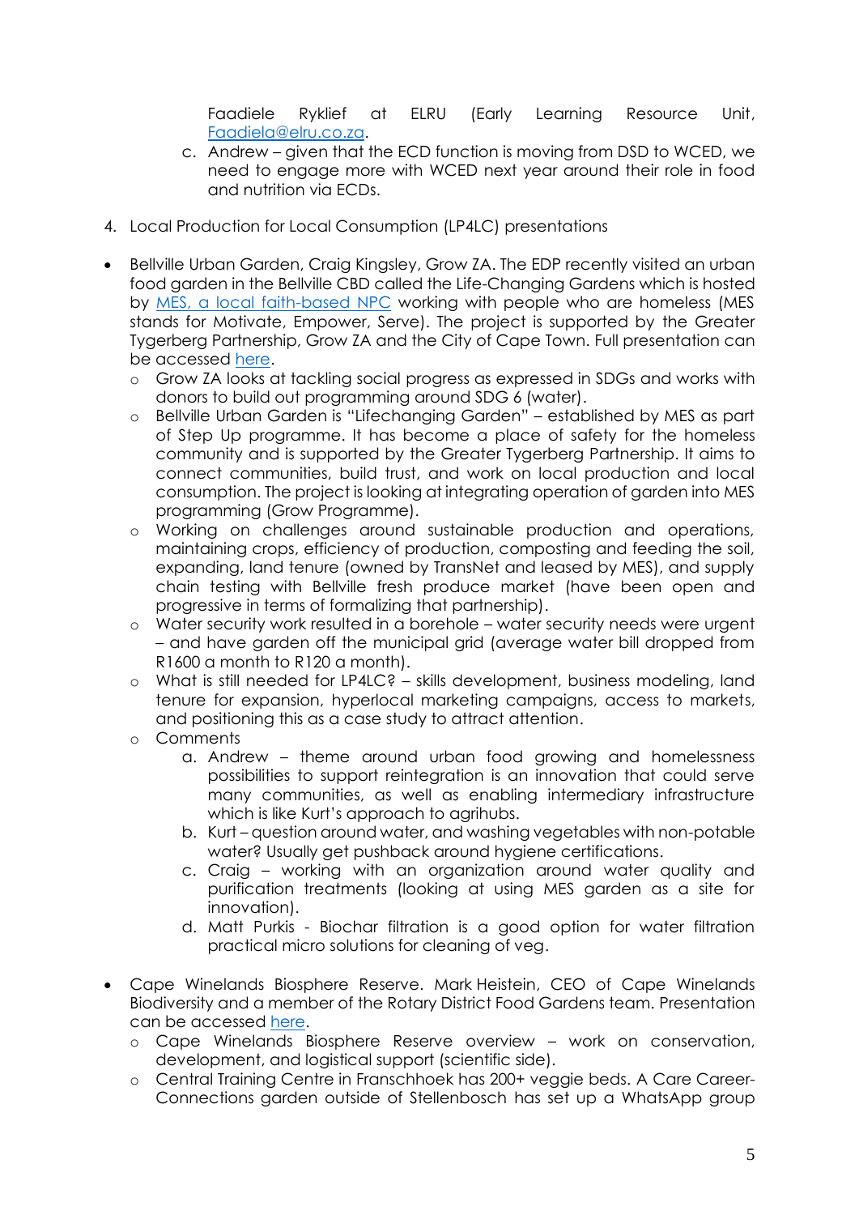Faadiele Ryklief at ELRU (Early Learning Resource Unit, [Faadiela@elru.co.za](mailto:Faadiela@elru.co.za).

   c. Andrew – given that the ECD function is moving from DSD to WCED, we need to engage more with WCED next year around their role in food and nutrition via ECDs.

4. Local Production for Local Consumption (LP4LC) presentations

- Bellville Urban Garden, Craig Kingsley, Grow ZA. The EDP recently visited an urban food garden in the Bellville CBD called the Life-Changing Gardens which is hosted by [MES, a local faith-based NPC](#) working with people who are homeless (MES stands for Motivate, Empower, Serve). The project is supported by the Greater Tygerberg Partnership, Grow ZA and the City of Cape Town. Full presentation can be accessed [here](#).
  - Grow ZA looks at tackling social progress as expressed in SDGs and works with donors to build out programming around SDG 6 (water).
  - Bellville Urban Garden is "Lifechanging Garden" – established by MES as part of Step Up programme. It has become a place of safety for the homeless community and is supported by the Greater Tygerberg Partnership. It aims to connect communities, build trust, and work on local production and local consumption. The project is looking at integrating operation of garden into MES programming (Grow Programme).
  - Working on challenges around sustainable production and operations, maintaining crops, efficiency of production, composting and feeding the soil, expanding, land tenure (owned by TransNet and leased by MES), and supply chain testing with Bellville fresh produce market (have been open and progressive in terms of formalizing that partnership).
  - Water security work resulted in a borehole – water security needs were urgent – and have garden off the municipal grid (average water bill dropped from R1600 a month to R120 a month).
  - What is still needed for LP4LC? – skills development, business modeling, land tenure for expansion, hyperlocal marketing campaigns, access to markets, and positioning this as a case study to attract attention.
  - Comments
    a. Andrew – theme around urban food growing and homelessness possibilities to support reintegration is an innovation that could serve many communities, as well as enabling intermediary infrastructure which is like Kurt's approach to agrihubs.
    b. Kurt – question around water, and washing vegetables with non-potable water? Usually get pushback around hygiene certifications.
    c. Craig – working with an organization around water quality and purification treatments (looking at using MES garden as a site for innovation).
    d. Matt Purkis - Biochar filtration is a good option for water filtration practical micro solutions for cleaning of veg.

- Cape Winelands Biosphere Reserve. Mark Heistein, CEO of Cape Winelands Biodiversity and a member of the Rotary District Food Gardens team. Presentation can be accessed [here](#).
  - Cape Winelands Biosphere Reserve overview – work on conservation, development, and logistical support (scientific side).
  - Central Training Centre in Franschhoek has 200+ veggie beds. A Care Career-Connections garden outside of Stellenbosch has set up a WhatsApp group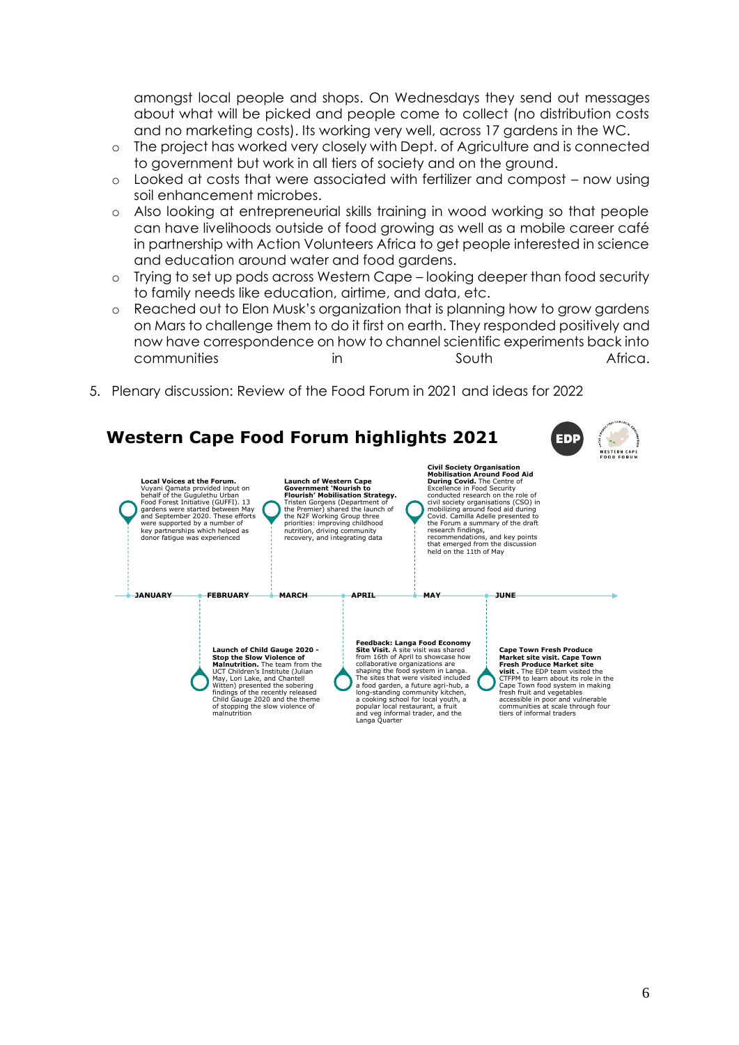amongst local people and shops. On Wednesdays they send out messages about what will be picked and people come to collect (no distribution costs and no marketing costs). Its working very well, across 17 gardens in the WC.

- The project has worked very closely with Dept. of Agriculture and is connected to government but work in all tiers of society and on the ground.
- Looked at costs that were associated with fertilizer and compost – now using soil enhancement microbes.
- Also looking at entrepreneurial skills training in wood working so that people can have livelihoods outside of food growing as well as a mobile career café in partnership with Action Volunteers Africa to get people interested in science and education around water and food gardens.
- Trying to set up pods across Western Cape – looking deeper than food security to family needs like education, airtime, and data, etc.
- Reached out to Elon Musk's organization that is planning how to grow gardens on Mars to challenge them to do it first on earth. They responded positively and now have correspondence on how to channel scientific experiments back into communities in South Africa.

5. Plenary discussion: Review of the Food Forum in 2021 and ideas for 2022

## Western Cape Food Forum highlights 2021

**JANUARY – Local Voices at the Forum.** Vuyani Qamata provided input on behalf of the Gugulethu Urban Food Forest Initiative (GUFFI). 13 gardens were started between May and September 2020. These efforts were supported by a number of key partnerships which helped as donor fatigue was experienced

**FEBRUARY – Launch of Child Gauge 2020 - Stop the Slow Violence of Malnutrition.** The team from the UCT Children's Institute (Julian May, Lori Lake, and Chantell Witten) presented the sobering findings of the recently released Child Gauge 2020 and the theme of stopping the slow violence of malnutrition

**MARCH – Launch of Western Cape Government 'Nourish to Flourish' Mobilisation Strategy.** Tristen Gorgens (Department of the Premier) shared the launch of the N2F Working Group three priorities: improving childhood nutrition, driving community recovery, and integrating data

**APRIL – Feedback: Langa Food Economy Site Visit.** A site visit was shared from 16th of April to showcase how collaborative organizations are shaping the food system in Langa. The sites that were visited included a food garden, a future agri-hub, a long-standing community kitchen, a cooking school for local youth, a popular local restaurant, a fruit and veg informal trader, and the Langa Quarter

**MAY – Civil Society Organisation Mobilisation Around Food Aid During Covid.** The Centre of Excellence in Food Security conducted research on the role of civil society organisations (CSO) in mobilizing around food aid during Covid. Camilla Adelle presented to the Forum a summary of the draft research findings, recommendations, and key points that emerged from the discussion held on the 11th of May

**JUNE – Cape Town Fresh Produce Market site visit. Cape Town Fresh Produce Market site visit .** The EDP team visited the CTFPM to learn about its role in the Cape Town food system in making fresh fruit and vegetables accessible in poor and vulnerable communities at scale through four tiers of informal traders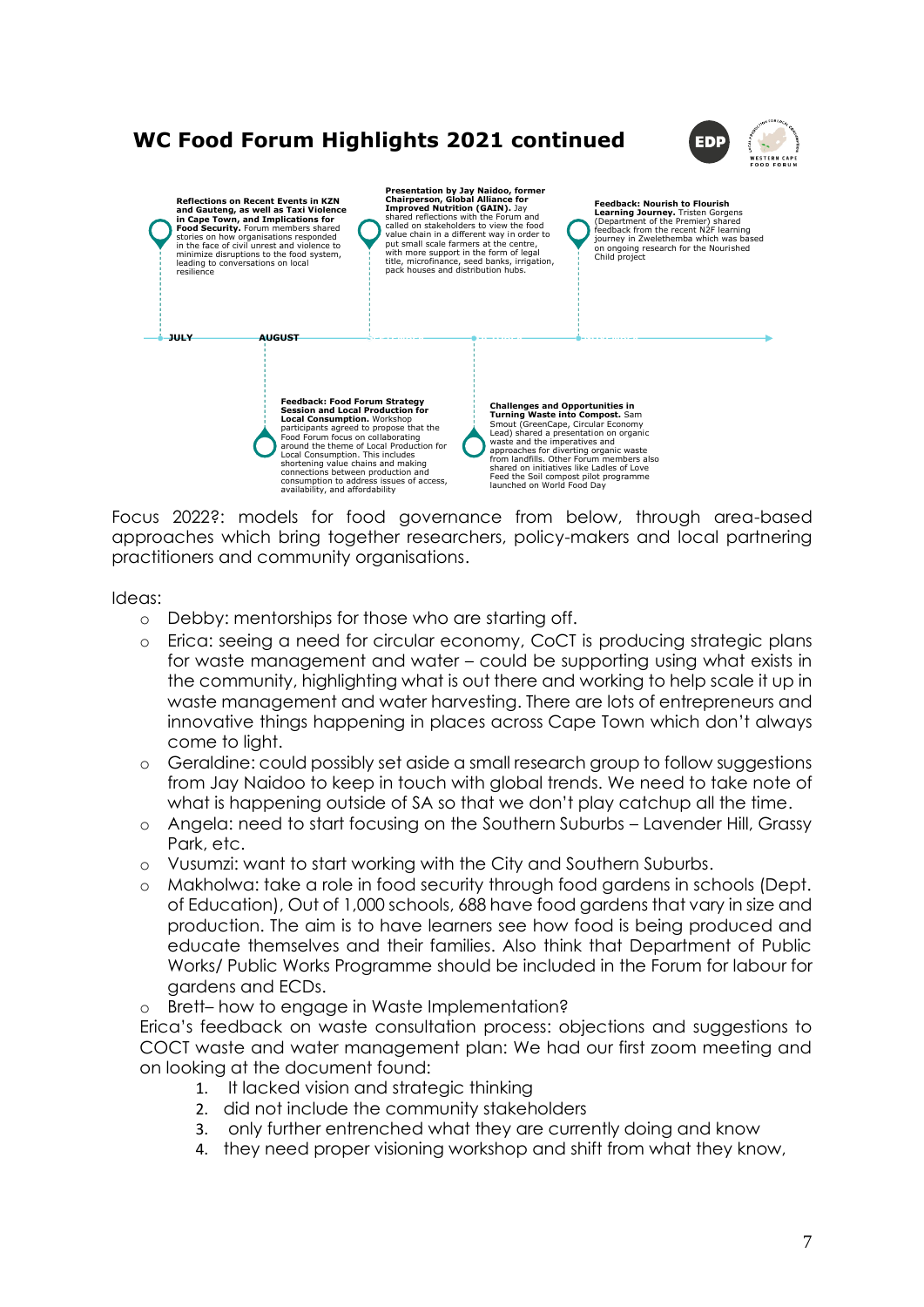## WC Food Forum Highlights 2021 continued

**Reflections on Recent Events in KZN and Gauteng, as well as Taxi Violence in Cape Town, and Implications for Food Security.** Forum members shared stories on how organisations responded in the face of civil unrest and violence to minimize disruptions to the food system, leading to conversations on local resilience

**Presentation by Jay Naidoo, former Chairperson, Global Alliance for Improved Nutrition (GAIN).** Jay shared reflections with the Forum and called on stakeholders to view the food value chain in a different way in order to put small scale farmers at the centre, with more support in the form of legal title, microfinance, seed banks, irrigation, pack houses and distribution hubs.

**Feedback: Nourish to Flourish Learning Journey.** Tristen Gorgens (Department of the Premier) shared feedback from the recent N2F learning journey in Zwelethemba which was based on ongoing research for the Nourished Child project

JULY — AUGUST

**Feedback: Food Forum Strategy Session and Local Production for Local Consumption.** Workshop participants agreed to propose that the Food Forum focus on collaborating around the theme of Local Production for Local Consumption. This includes shortening value chains and making connections between production and consumption to address issues of access, availability, and affordability

**Challenges and Opportunities in Turning Waste into Compost.** Sam Smout (GreenCape, Circular Economy Lead) shared a presentation on organic waste and the imperatives and approaches for diverting organic waste from landfills. Other Forum members also shared on initiatives like Ladles of Love Feed the Soil compost pilot programme launched on World Food Day

Focus 2022?: models for food governance from below, through area-based approaches which bring together researchers, policy-makers and local partnering practitioners and community organisations.

Ideas:

- Debby: mentorships for those who are starting off.
- Erica: seeing a need for circular economy, CoCT is producing strategic plans for waste management and water – could be supporting using what exists in the community, highlighting what is out there and working to help scale it up in waste management and water harvesting. There are lots of entrepreneurs and innovative things happening in places across Cape Town which don't always come to light.
- Geraldine: could possibly set aside a small research group to follow suggestions from Jay Naidoo to keep in touch with global trends. We need to take note of what is happening outside of SA so that we don't play catchup all the time.
- Angela: need to start focusing on the Southern Suburbs – Lavender Hill, Grassy Park, etc.
- Vusumzi: want to start working with the City and Southern Suburbs.
- Makholwa: take a role in food security through food gardens in schools (Dept. of Education), Out of 1,000 schools, 688 have food gardens that vary in size and production. The aim is to have learners see how food is being produced and educate themselves and their families. Also think that Department of Public Works/ Public Works Programme should be included in the Forum for labour for gardens and ECDs.
- Brett– how to engage in Waste Implementation?

Erica's feedback on waste consultation process: objections and suggestions to COCT waste and water management plan: We had our first zoom meeting and on looking at the document found:

1. It lacked vision and strategic thinking
2. did not include the community stakeholders
3. only further entrenched what they are currently doing and know
4. they need proper visioning workshop and shift from what they know,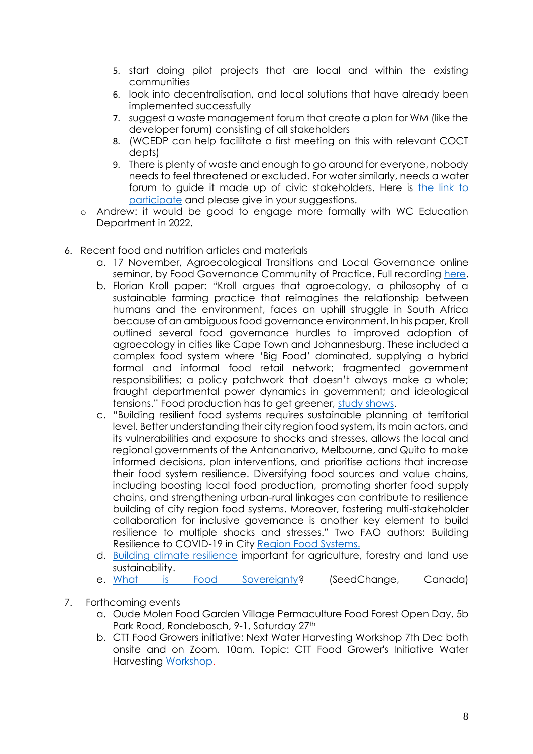5. start doing pilot projects that are local and within the existing communities
6. look into decentralisation, and local solutions that have already been implemented successfully
7. suggest a waste management forum that create a plan for WM (like the developer forum) consisting of all stakeholders
8. (WCEDP can help facilitate a first meeting on this with relevant COCT depts)
9. There is plenty of waste and enough to go around for everyone, nobody needs to feel threatened or excluded. For water similarly, needs a water forum to guide it made up of civic stakeholders. Here is [the link to participate]() and please give in your suggestions.

- Andrew: it would be good to engage more formally with WC Education Department in 2022.

6. Recent food and nutrition articles and materials
   a. 17 November, Agroecological Transitions and Local Governance online seminar, by Food Governance Community of Practice. Full recording [here]().
   b. Florian Kroll paper: "Kroll argues that agroecology, a philosophy of a sustainable farming practice that reimagines the relationship between humans and the environment, faces an uphill struggle in South Africa because of an ambiguous food governance environment. In his paper, Kroll outlined several food governance hurdles to improved adoption of agroecology in cities like Cape Town and Johannesburg. These included a complex food system where 'Big Food' dominated, supplying a hybrid formal and informal food retail network; fragmented government responsibilities; a policy patchwork that doesn't always make a whole; fraught departmental power dynamics in government; and ideological tensions." Food production has to get greener, [study shows]().
   c. "Building resilient food systems requires sustainable planning at territorial level. Better understanding their city region food system, its main actors, and its vulnerabilities and exposure to shocks and stresses, allows the local and regional governments of the Antananarivo, Melbourne, and Quito to make informed decisions, plan interventions, and prioritise actions that increase their food system resilience. Diversifying food sources and value chains, including boosting local food production, promoting shorter food supply chains, and strengthening urban-rural linkages can contribute to resilience building of city region food systems. Moreover, fostering multi-stakeholder collaboration for inclusive governance is another key element to build resilience to multiple shocks and stresses." Two FAO authors: Building Resilience to COVID-19 in City [Region Food Systems.]()
   d. [Building climate resilience]() important for agriculture, forestry and land use sustainability.
   e. [What is Food Sovereignty]()? (SeedChange, Canada)

7. Forthcoming events
   a. Oude Molen Food Garden Village Permaculture Food Forest Open Day, 5b Park Road, Rondebosch, 9-1, Saturday 27th
   b. CTT Food Growers initiative: Next Water Harvesting Workshop 7th Dec both onsite and on Zoom. 10am. Topic: CTT Food Grower's Initiative Water Harvesting [Workshop]().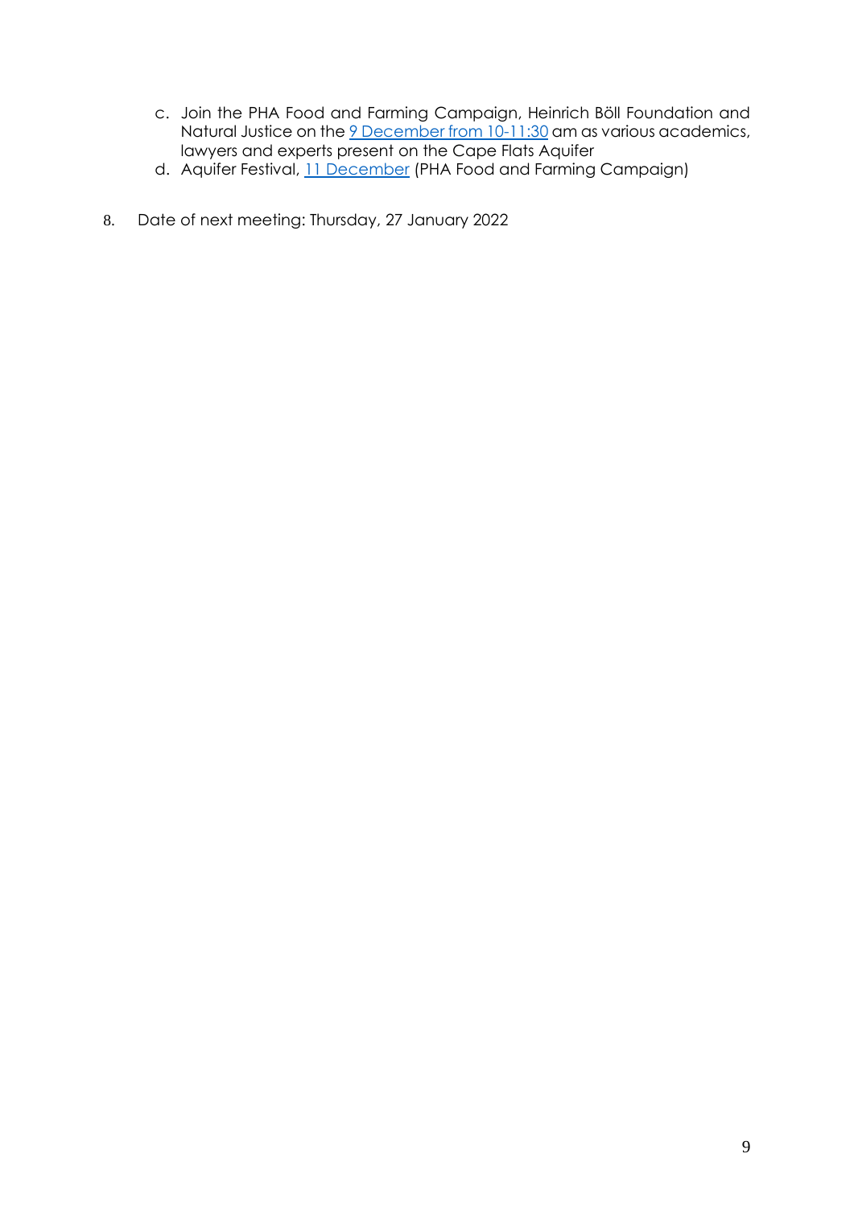c. Join the PHA Food and Farming Campaign, Heinrich Böll Foundation and Natural Justice on the 9 December from 10-11:30 am as various academics, lawyers and experts present on the Cape Flats Aquifer
d. Aquifer Festival, 11 December (PHA Food and Farming Campaign)

8. Date of next meeting: Thursday, 27 January 2022